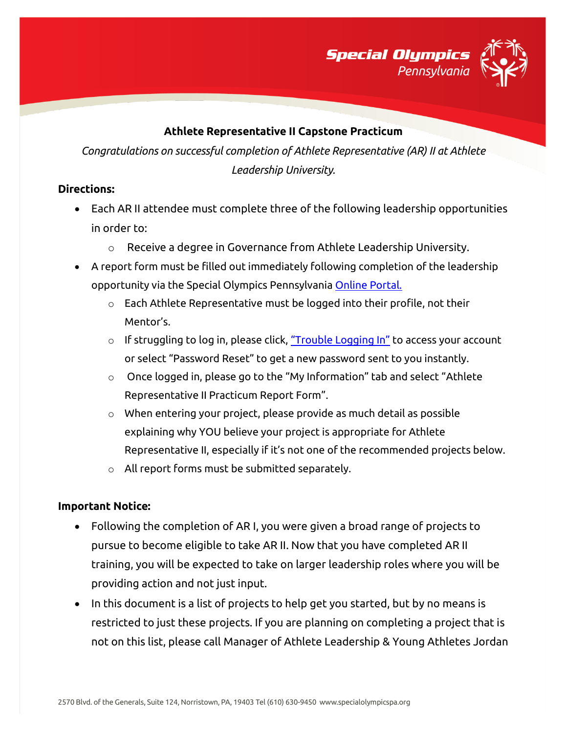**Athlete Representative II Capstone Practicum**

*Congratulations on successful completion of Athlete Representative (AR) II at Athlete Leadership University.*

**Directions:**

- Each AR II attendee must complete three of the following leadership opportunities in order to:
    - Receive a degree in Governance from Athlete Leadership University.
- A report form must be filled out immediately following completion of the leadership opportunity via the Special Olympics Pennsylvania Online Portal.
    - Each Athlete Representative must be logged into their profile, not their Mentor's.
    - If struggling to log in, please click, "Trouble Logging In" to access your account or select "Password Reset" to get a new password sent to you instantly.
    - Once logged in, please go to the "My Information" tab and select "Athlete Representative II Practicum Report Form".
    - When entering your project, please provide as much detail as possible explaining why YOU believe your project is appropriate for Athlete Representative II, especially if it's not one of the recommended projects below.
    - All report forms must be submitted separately.

**Important Notice:**

- Following the completion of AR I, you were given a broad range of projects to pursue to become eligible to take AR II. Now that you have completed AR II training, you will be expected to take on larger leadership roles where you will be providing action and not just input.
- In this document is a list of projects to help get you started, but by no means is restricted to just these projects. If you are planning on completing a project that is not on this list, please call Manager of Athlete Leadership & Young Athletes Jordan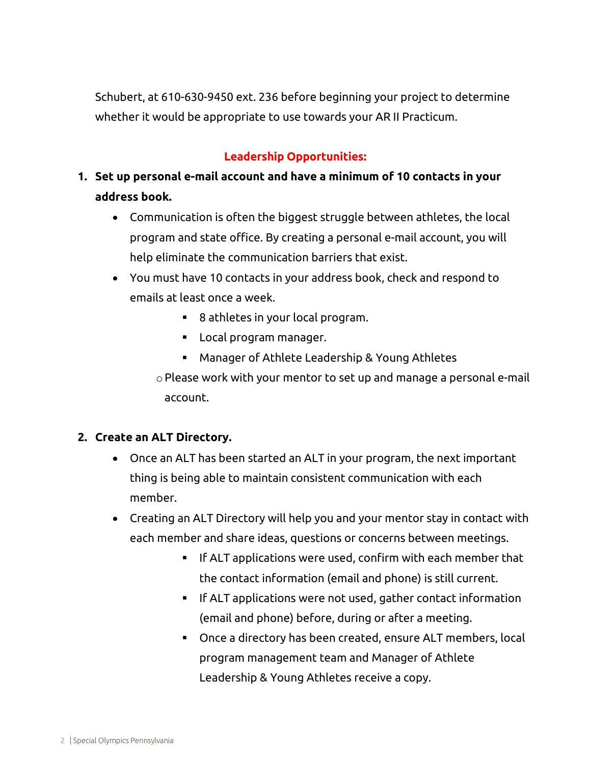Schubert, at 610-630-9450 ext. 236 before beginning your project to determine whether it would be appropriate to use towards your AR II Practicum.

## Leadership Opportunities:

1. **Set up personal e-mail account and have a minimum of 10 contacts in your address book.**
   - Communication is often the biggest struggle between athletes, the local program and state office. By creating a personal e-mail account, you will help eliminate the communication barriers that exist.
   - You must have 10 contacts in your address book, check and respond to emails at least once a week.
     - 8 athletes in your local program.
     - Local program manager.
     - Manager of Athlete Leadership & Young Athletes
     - Please work with your mentor to set up and manage a personal e-mail account.

2. **Create an ALT Directory.**
   - Once an ALT has been started an ALT in your program, the next important thing is being able to maintain consistent communication with each member.
   - Creating an ALT Directory will help you and your mentor stay in contact with each member and share ideas, questions or concerns between meetings.
     - If ALT applications were used, confirm with each member that the contact information (email and phone) is still current.
     - If ALT applications were not used, gather contact information (email and phone) before, during or after a meeting.
     - Once a directory has been created, ensure ALT members, local program management team and Manager of Athlete Leadership & Young Athletes receive a copy.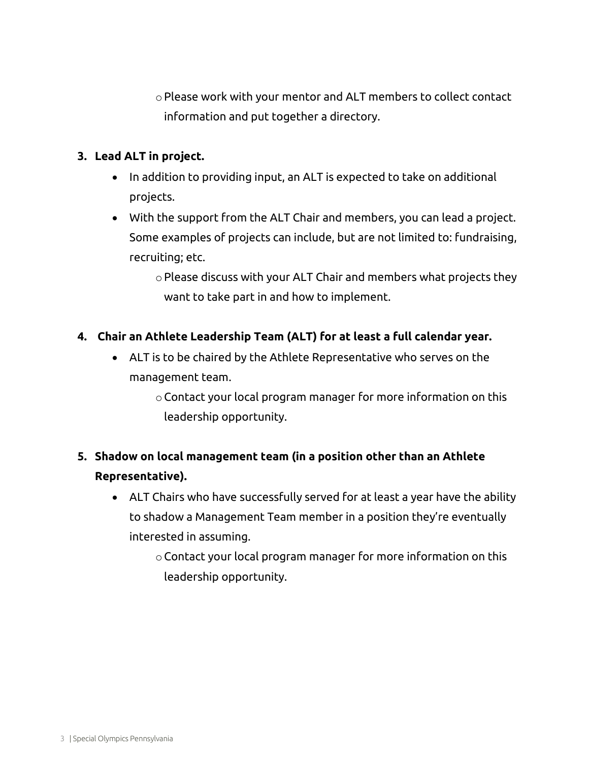- Please work with your mentor and ALT members to collect contact information and put together a directory.

3. **Lead ALT in project.**
   - In addition to providing input, an ALT is expected to take on additional projects.
   - With the support from the ALT Chair and members, you can lead a project. Some examples of projects can include, but are not limited to: fundraising, recruiting; etc.
     - Please discuss with your ALT Chair and members what projects they want to take part in and how to implement.

4. **Chair an Athlete Leadership Team (ALT) for at least a full calendar year.**
   - ALT is to be chaired by the Athlete Representative who serves on the management team.
     - Contact your local program manager for more information on this leadership opportunity.

5. **Shadow on local management team (in a position other than an Athlete Representative).**
   - ALT Chairs who have successfully served for at least a year have the ability to shadow a Management Team member in a position they're eventually interested in assuming.
     - Contact your local program manager for more information on this leadership opportunity.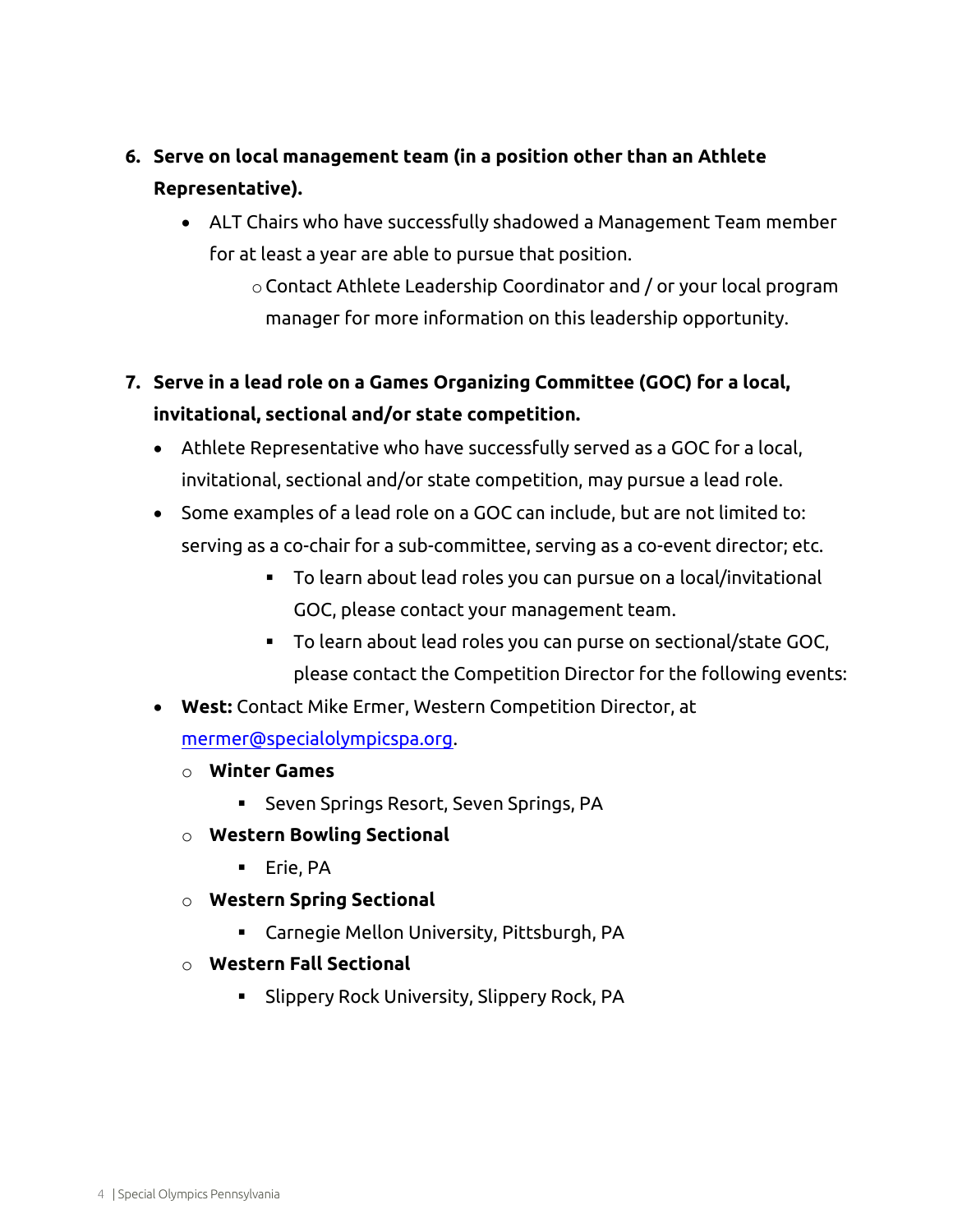6. **Serve on local management team (in a position other than an Athlete Representative).**
   - ALT Chairs who have successfully shadowed a Management Team member for at least a year are able to pursue that position.
     - Contact Athlete Leadership Coordinator and / or your local program manager for more information on this leadership opportunity.

7. **Serve in a lead role on a Games Organizing Committee (GOC) for a local, invitational, sectional and/or state competition.**
   - Athlete Representative who have successfully served as a GOC for a local, invitational, sectional and/or state competition, may pursue a lead role.
   - Some examples of a lead role on a GOC can include, but are not limited to: serving as a co-chair for a sub-committee, serving as a co-event director; etc.
     - To learn about lead roles you can pursue on a local/invitational GOC, please contact your management team.
     - To learn about lead roles you can purse on sectional/state GOC, please contact the Competition Director for the following events:
   - **West:** Contact Mike Ermer, Western Competition Director, at [mermer@specialolympicspa.org](mailto:mermer@specialolympicspa.org).
     - **Winter Games**
       - Seven Springs Resort, Seven Springs, PA
     - **Western Bowling Sectional**
       - Erie, PA
     - **Western Spring Sectional**
       - Carnegie Mellon University, Pittsburgh, PA
     - **Western Fall Sectional**
       - Slippery Rock University, Slippery Rock, PA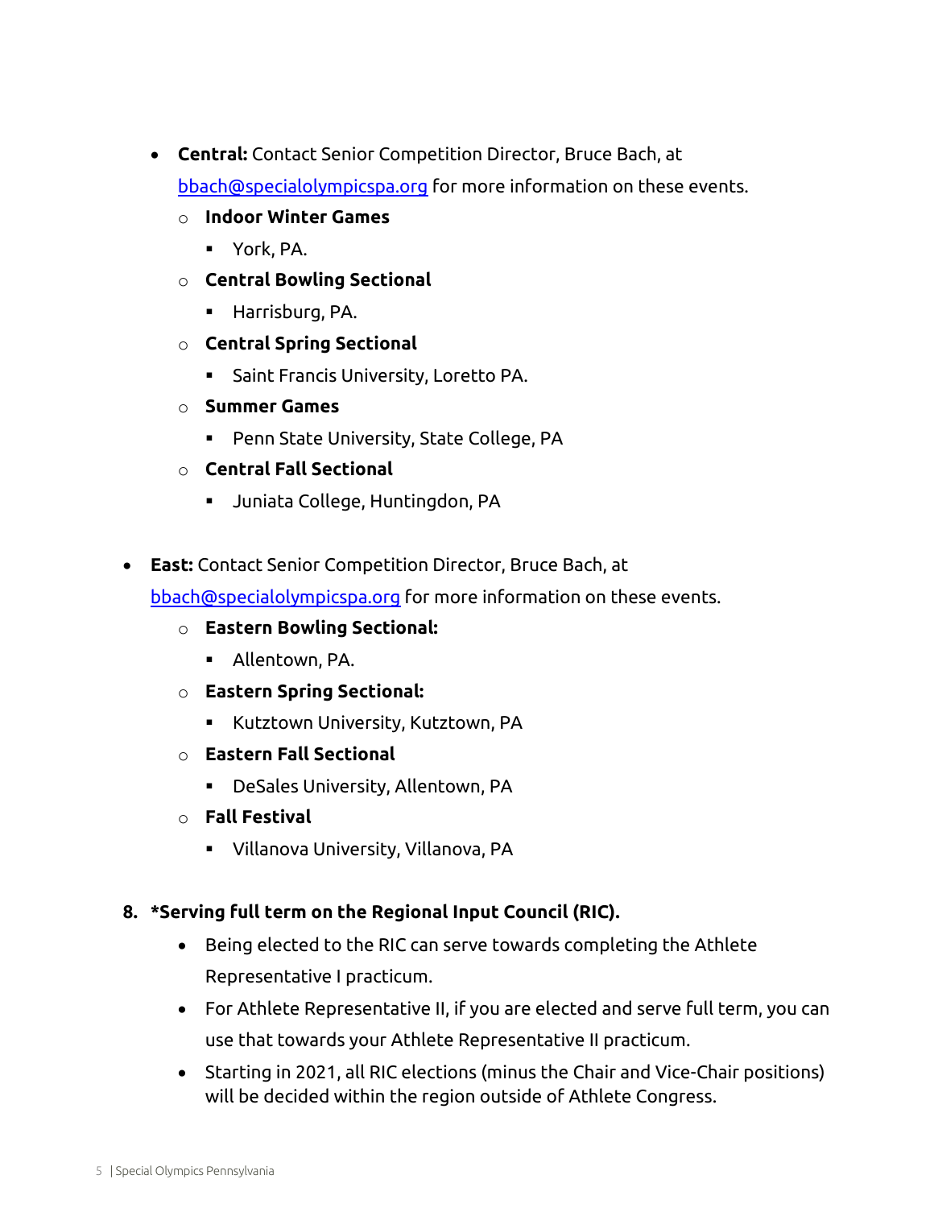- **Central:** Contact Senior Competition Director, Bruce Bach, at [bbach@specialolympicspa.org](mailto:bbach@specialolympicspa.org) for more information on these events.
    - **Indoor Winter Games**
        - York, PA.
    - **Central Bowling Sectional**
        - Harrisburg, PA.
    - **Central Spring Sectional**
        - Saint Francis University, Loretto PA.
    - **Summer Games**
        - Penn State University, State College, PA
    - **Central Fall Sectional**
        - Juniata College, Huntingdon, PA

- **East:** Contact Senior Competition Director, Bruce Bach, at [bbach@specialolympicspa.org](mailto:bbach@specialolympicspa.org) for more information on these events.
    - **Eastern Bowling Sectional:**
        - Allentown, PA.
    - **Eastern Spring Sectional:**
        - Kutztown University, Kutztown, PA
    - **Eastern Fall Sectional**
        - DeSales University, Allentown, PA
    - **Fall Festival**
        - Villanova University, Villanova, PA

8. **\*Serving full term on the Regional Input Council (RIC).**
    - Being elected to the RIC can serve towards completing the Athlete Representative I practicum.
    - For Athlete Representative II, if you are elected and serve full term, you can use that towards your Athlete Representative II practicum.
    - Starting in 2021, all RIC elections (minus the Chair and Vice-Chair positions) will be decided within the region outside of Athlete Congress.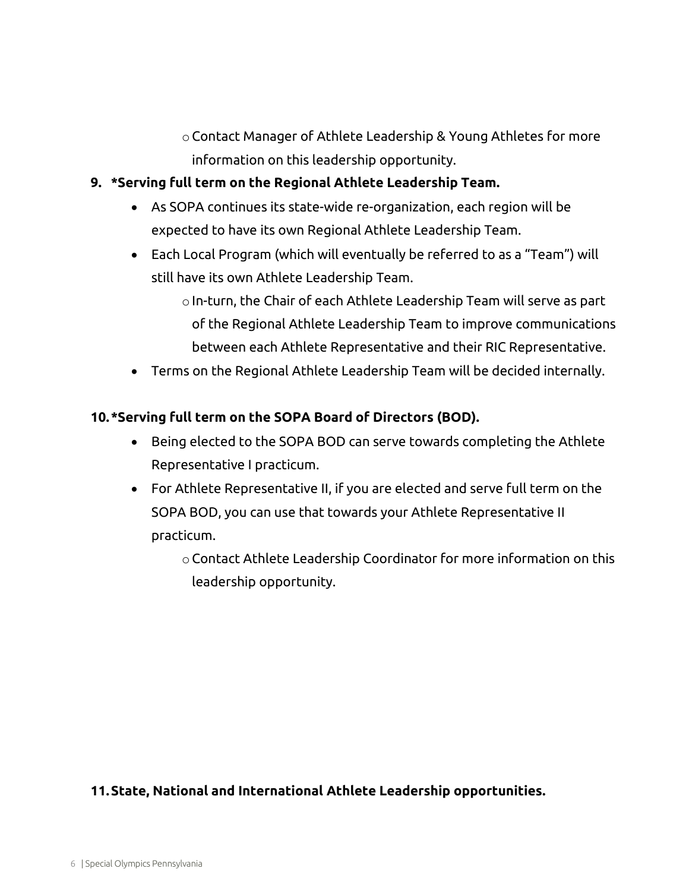- Contact Manager of Athlete Leadership & Young Athletes for more information on this leadership opportunity.

9. **\*Serving full term on the Regional Athlete Leadership Team.**
   - As SOPA continues its state-wide re-organization, each region will be expected to have its own Regional Athlete Leadership Team.
   - Each Local Program (which will eventually be referred to as a "Team") will still have its own Athlete Leadership Team.
     - In-turn, the Chair of each Athlete Leadership Team will serve as part of the Regional Athlete Leadership Team to improve communications between each Athlete Representative and their RIC Representative.
   - Terms on the Regional Athlete Leadership Team will be decided internally.

10. **\*Serving full term on the SOPA Board of Directors (BOD).**
    - Being elected to the SOPA BOD can serve towards completing the Athlete Representative I practicum.
    - For Athlete Representative II, if you are elected and serve full term on the SOPA BOD, you can use that towards your Athlete Representative II practicum.
      - Contact Athlete Leadership Coordinator for more information on this leadership opportunity.

11. **State, National and International Athlete Leadership opportunities.**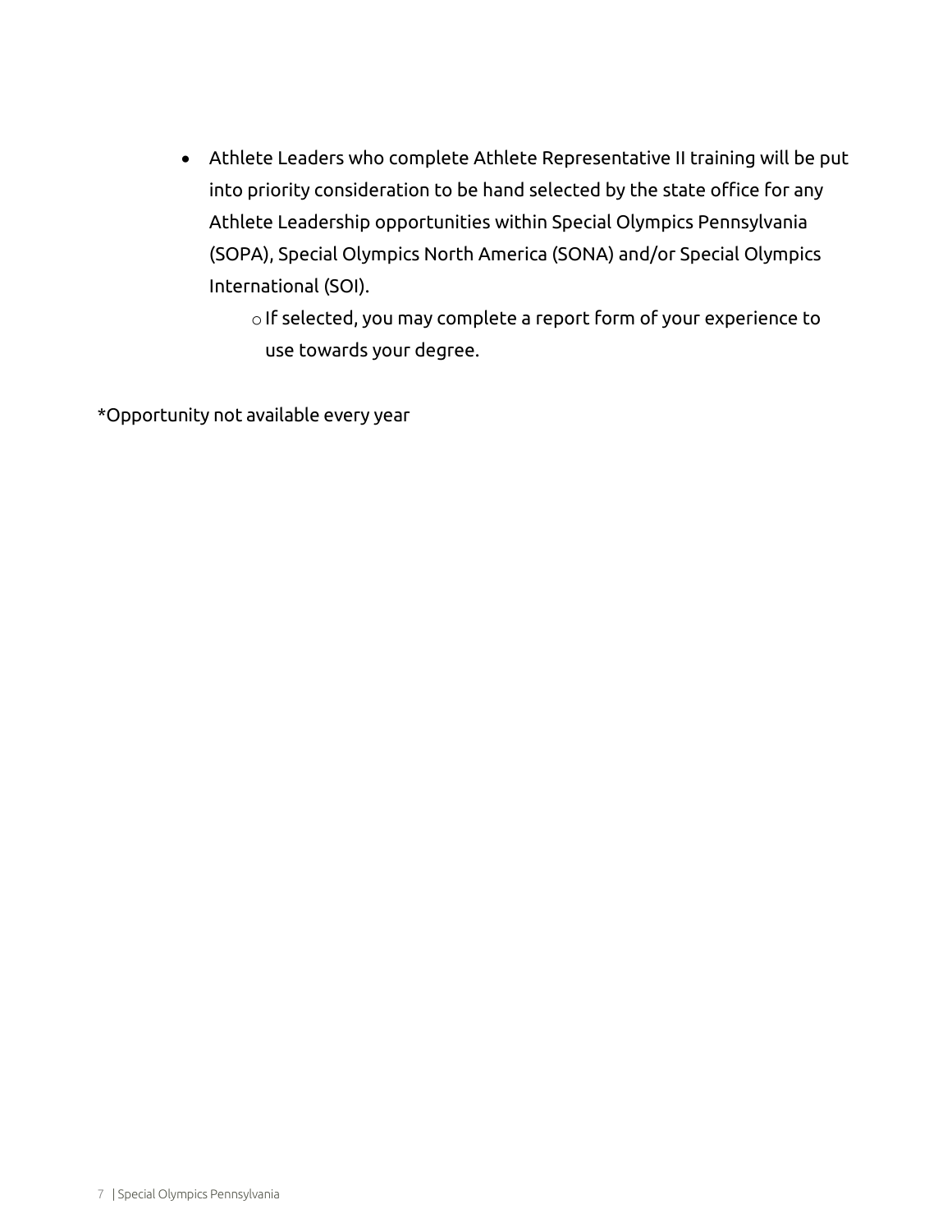- Athlete Leaders who complete Athlete Representative II training will be put into priority consideration to be hand selected by the state office for any Athlete Leadership opportunities within Special Olympics Pennsylvania (SOPA), Special Olympics North America (SONA) and/or Special Olympics International (SOI).
    - If selected, you may complete a report form of your experience to use towards your degree.

*Opportunity not available every year